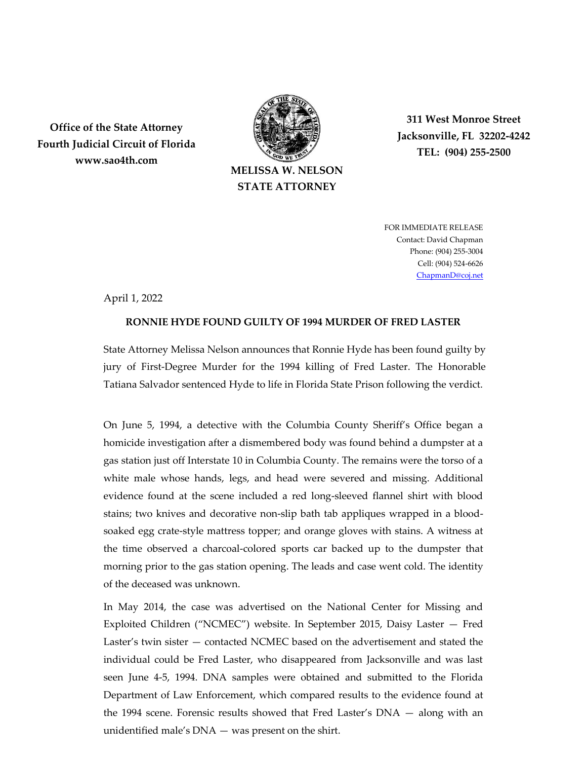**Office of the State Attorney**
**Fourth Judicial Circuit of Florida**
**www.sao4th.com**

**MELISSA W. NELSON**
**STATE ATTORNEY**

**311 West Monroe Street**
**Jacksonville, FL 32202-4242**
**TEL: (904) 255-2500**

FOR IMMEDIATE RELEASE
Contact: David Chapman
Phone: (904) 255-3004
Cell: (904) 524-6626
ChapmanD@coj.net

April 1, 2022

**RONNIE HYDE FOUND GUILTY OF 1994 MURDER OF FRED LASTER**

State Attorney Melissa Nelson announces that Ronnie Hyde has been found guilty by jury of First-Degree Murder for the 1994 killing of Fred Laster. The Honorable Tatiana Salvador sentenced Hyde to life in Florida State Prison following the verdict.

On June 5, 1994, a detective with the Columbia County Sheriff's Office began a homicide investigation after a dismembered body was found behind a dumpster at a gas station just off Interstate 10 in Columbia County. The remains were the torso of a white male whose hands, legs, and head were severed and missing. Additional evidence found at the scene included a red long-sleeved flannel shirt with blood stains; two knives and decorative non-slip bath tab appliques wrapped in a blood-soaked egg crate-style mattress topper; and orange gloves with stains. A witness at the time observed a charcoal-colored sports car backed up to the dumpster that morning prior to the gas station opening. The leads and case went cold. The identity of the deceased was unknown.

In May 2014, the case was advertised on the National Center for Missing and Exploited Children ("NCMEC") website. In September 2015, Daisy Laster — Fred Laster's twin sister — contacted NCMEC based on the advertisement and stated the individual could be Fred Laster, who disappeared from Jacksonville and was last seen June 4-5, 1994. DNA samples were obtained and submitted to the Florida Department of Law Enforcement, which compared results to the evidence found at the 1994 scene. Forensic results showed that Fred Laster's DNA — along with an unidentified male's DNA — was present on the shirt.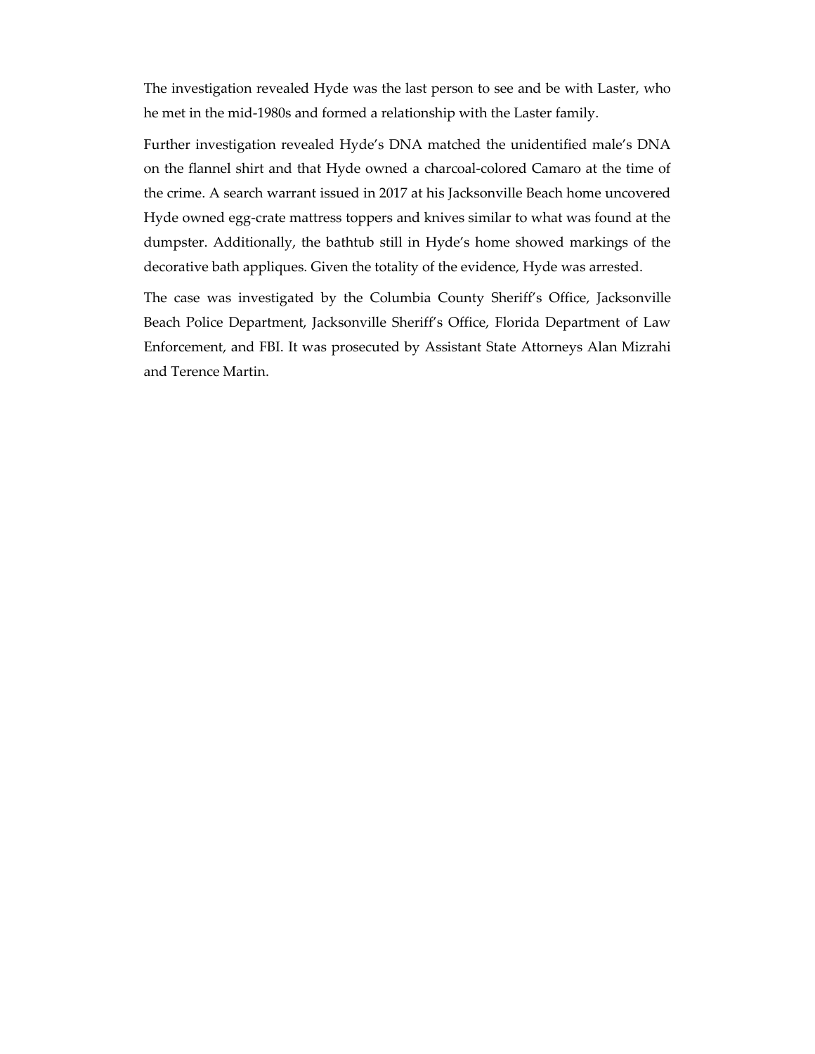The investigation revealed Hyde was the last person to see and be with Laster, who he met in the mid-1980s and formed a relationship with the Laster family.

Further investigation revealed Hyde's DNA matched the unidentified male's DNA on the flannel shirt and that Hyde owned a charcoal-colored Camaro at the time of the crime. A search warrant issued in 2017 at his Jacksonville Beach home uncovered Hyde owned egg-crate mattress toppers and knives similar to what was found at the dumpster. Additionally, the bathtub still in Hyde's home showed markings of the decorative bath appliques. Given the totality of the evidence, Hyde was arrested.

The case was investigated by the Columbia County Sheriff's Office, Jacksonville Beach Police Department, Jacksonville Sheriff's Office, Florida Department of Law Enforcement, and FBI. It was prosecuted by Assistant State Attorneys Alan Mizrahi and Terence Martin.